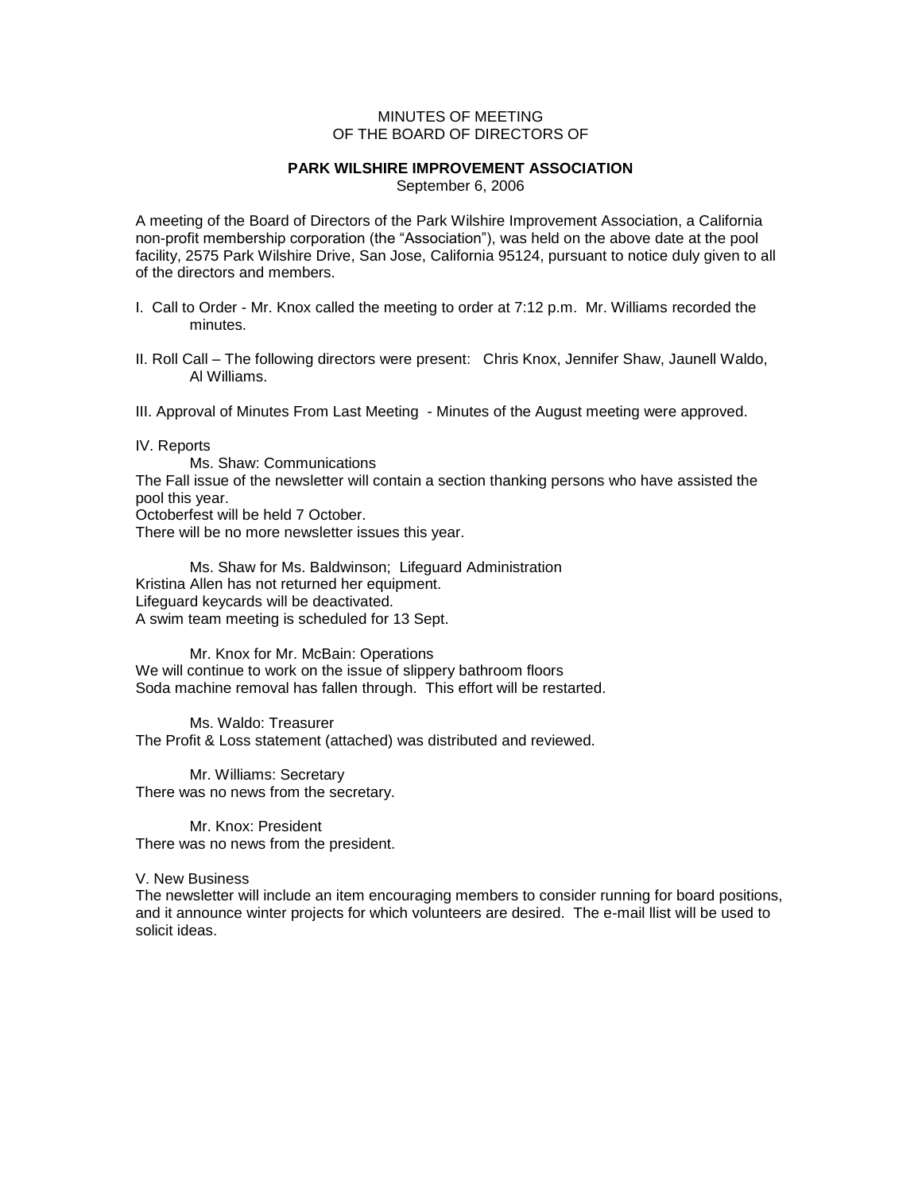MINUTES OF MEETING
OF THE BOARD OF DIRECTORS OF

**PARK WILSHIRE IMPROVEMENT ASSOCIATION**
September 6, 2006

A meeting of the Board of Directors of the Park Wilshire Improvement Association, a California non-profit membership corporation (the "Association"), was held on the above date at the pool facility, 2575 Park Wilshire Drive, San Jose, California 95124, pursuant to notice duly given to all of the directors and members.

I. Call to Order - Mr. Knox called the meeting to order at 7:12 p.m. Mr. Williams recorded the minutes.

II. Roll Call – The following directors were present: Chris Knox, Jennifer Shaw, Jaunell Waldo, Al Williams.

III. Approval of Minutes From Last Meeting - Minutes of the August meeting were approved.

IV. Reports

Ms. Shaw: Communications

The Fall issue of the newsletter will contain a section thanking persons who have assisted the pool this year.
Octoberfest will be held 7 October.
There will be no more newsletter issues this year.

Ms. Shaw for Ms. Baldwinson; Lifeguard Administration

Kristina Allen has not returned her equipment.
Lifeguard keycards will be deactivated.
A swim team meeting is scheduled for 13 Sept.

Mr. Knox for Mr. McBain: Operations

We will continue to work on the issue of slippery bathroom floors
Soda machine removal has fallen through. This effort will be restarted.

Ms. Waldo: Treasurer

The Profit & Loss statement (attached) was distributed and reviewed.

Mr. Williams: Secretary

There was no news from the secretary.

Mr. Knox: President

There was no news from the president.

V. New Business

The newsletter will include an item encouraging members to consider running for board positions, and it announce winter projects for which volunteers are desired. The e-mail llist will be used to solicit ideas.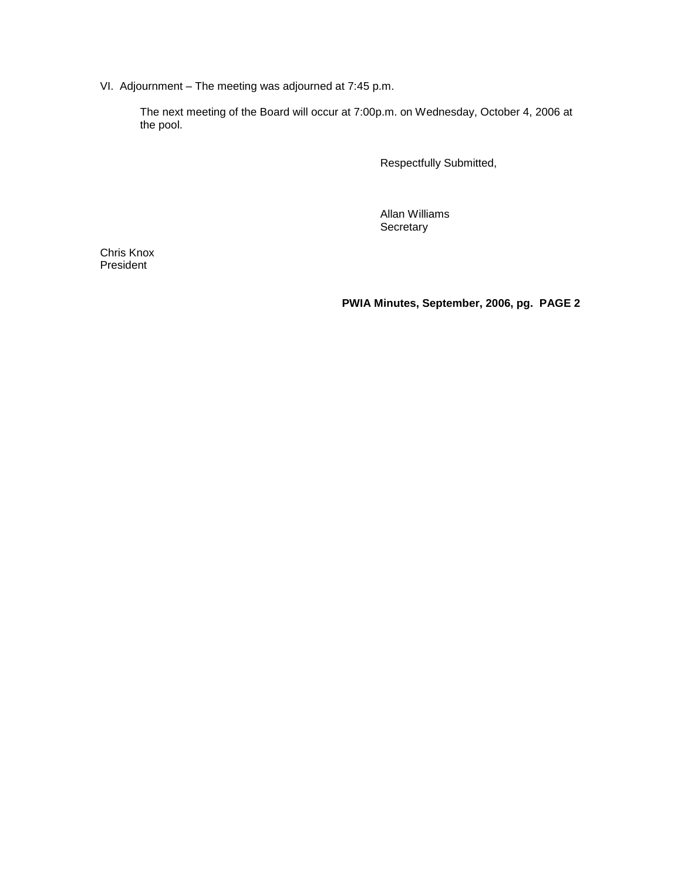VI. Adjournment – The meeting was adjourned at 7:45 p.m.

The next meeting of the Board will occur at 7:00p.m. on Wednesday, October 4, 2006 at the pool.

Respectfully Submitted,

Allan Williams
Secretary

Chris Knox
President